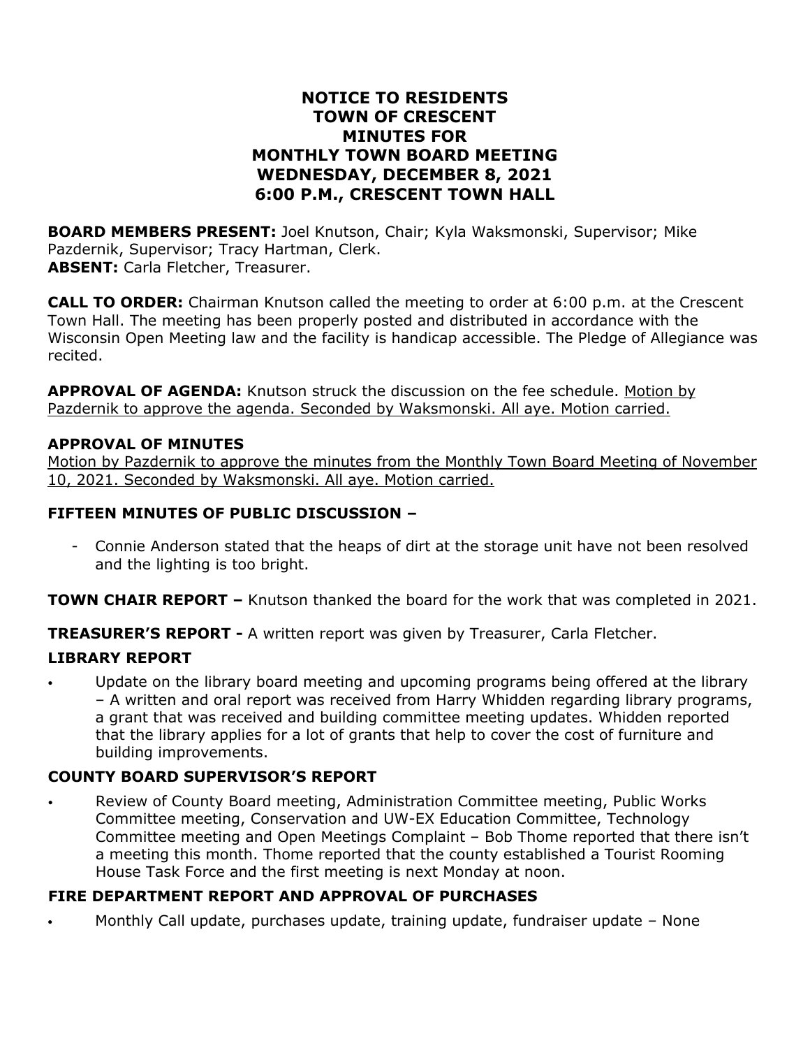# NOTICE TO RESIDENTS
# TOWN OF CRESCENT
# MINUTES FOR
# MONTHLY TOWN BOARD MEETING
# WEDNESDAY, DECEMBER 8, 2021
# 6:00 P.M., CRESCENT TOWN HALL

**BOARD MEMBERS PRESENT:** Joel Knutson, Chair; Kyla Waksmonski, Supervisor; Mike Pazdernik, Supervisor; Tracy Hartman, Clerk.
**ABSENT:** Carla Fletcher, Treasurer.

**CALL TO ORDER:** Chairman Knutson called the meeting to order at 6:00 p.m. at the Crescent Town Hall. The meeting has been properly posted and distributed in accordance with the Wisconsin Open Meeting law and the facility is handicap accessible. The Pledge of Allegiance was recited.

**APPROVAL OF AGENDA:** Knutson struck the discussion on the fee schedule. <u>Motion by Pazdernik to approve the agenda. Seconded by Waksmonski. All aye. Motion carried.</u>

**APPROVAL OF MINUTES**

<u>Motion by Pazdernik to approve the minutes from the Monthly Town Board Meeting of November 10, 2021. Seconded by Waksmonski. All aye. Motion carried.</u>

**FIFTEEN MINUTES OF PUBLIC DISCUSSION –**

- Connie Anderson stated that the heaps of dirt at the storage unit have not been resolved and the lighting is too bright.

**TOWN CHAIR REPORT –** Knutson thanked the board for the work that was completed in 2021.

**TREASURER'S REPORT -** A written report was given by Treasurer, Carla Fletcher.

**LIBRARY REPORT**

- Update on the library board meeting and upcoming programs being offered at the library – A written and oral report was received from Harry Whidden regarding library programs, a grant that was received and building committee meeting updates. Whidden reported that the library applies for a lot of grants that help to cover the cost of furniture and building improvements.

**COUNTY BOARD SUPERVISOR'S REPORT**

- Review of County Board meeting, Administration Committee meeting, Public Works Committee meeting, Conservation and UW-EX Education Committee, Technology Committee meeting and Open Meetings Complaint – Bob Thome reported that there isn't a meeting this month. Thome reported that the county established a Tourist Rooming House Task Force and the first meeting is next Monday at noon.

**FIRE DEPARTMENT REPORT AND APPROVAL OF PURCHASES**

- Monthly Call update, purchases update, training update, fundraiser update – None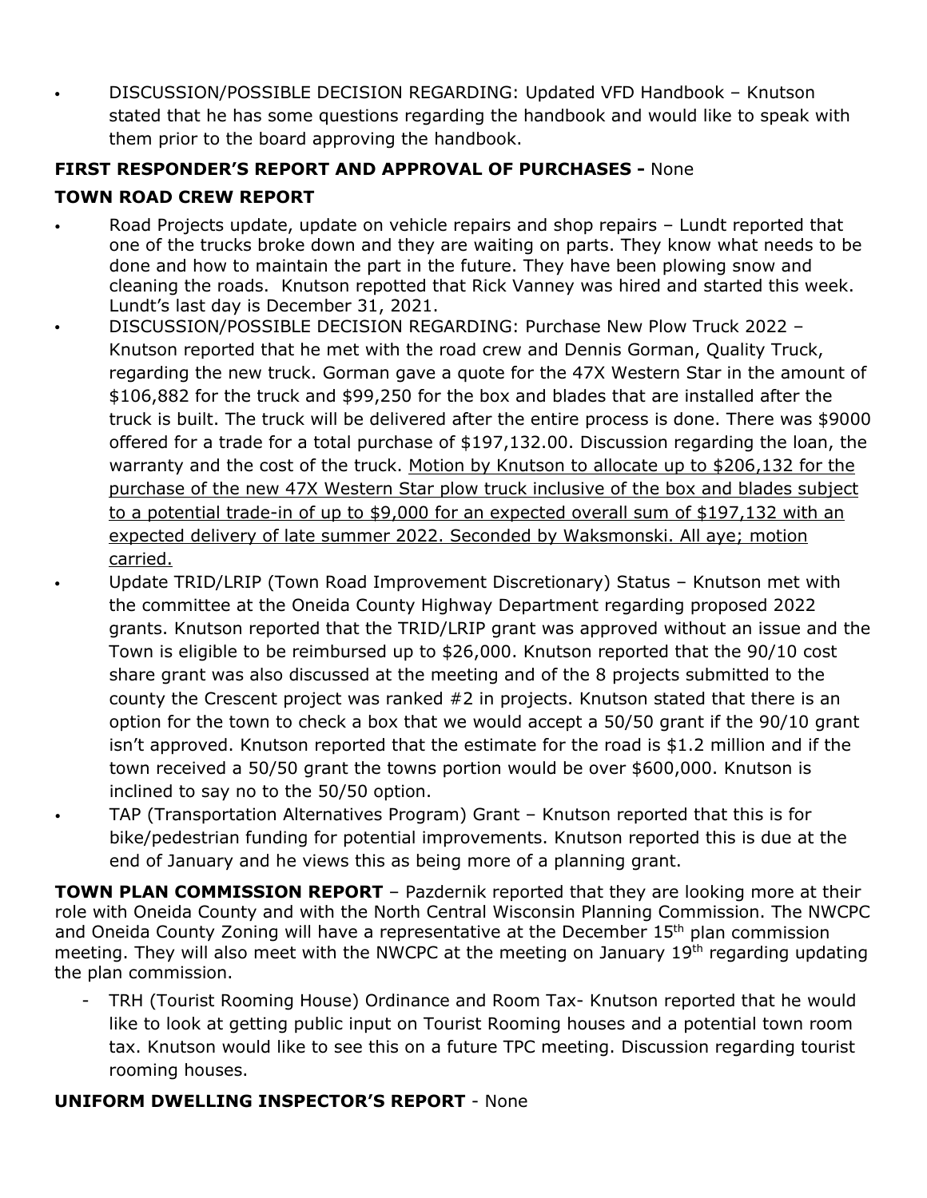- DISCUSSION/POSSIBLE DECISION REGARDING: Updated VFD Handbook – Knutson stated that he has some questions regarding the handbook and would like to speak with them prior to the board approving the handbook.

**FIRST RESPONDER'S REPORT AND APPROVAL OF PURCHASES -** None

**TOWN ROAD CREW REPORT**

- Road Projects update, update on vehicle repairs and shop repairs – Lundt reported that one of the trucks broke down and they are waiting on parts. They know what needs to be done and how to maintain the part in the future. They have been plowing snow and cleaning the roads. Knutson repotted that Rick Vanney was hired and started this week. Lundt's last day is December 31, 2021.
- DISCUSSION/POSSIBLE DECISION REGARDING: Purchase New Plow Truck 2022 – Knutson reported that he met with the road crew and Dennis Gorman, Quality Truck, regarding the new truck. Gorman gave a quote for the 47X Western Star in the amount of $106,882 for the truck and $99,250 for the box and blades that are installed after the truck is built. The truck will be delivered after the entire process is done. There was $9000 offered for a trade for a total purchase of $197,132.00. Discussion regarding the loan, the warranty and the cost of the truck. <u>Motion by Knutson to allocate up to $206,132 for the purchase of the new 47X Western Star plow truck inclusive of the box and blades subject to a potential trade-in of up to $9,000 for an expected overall sum of $197,132 with an expected delivery of late summer 2022. Seconded by Waksmonski. All aye; motion carried.</u>
- Update TRID/LRIP (Town Road Improvement Discretionary) Status – Knutson met with the committee at the Oneida County Highway Department regarding proposed 2022 grants. Knutson reported that the TRID/LRIP grant was approved without an issue and the Town is eligible to be reimbursed up to $26,000. Knutson reported that the 90/10 cost share grant was also discussed at the meeting and of the 8 projects submitted to the county the Crescent project was ranked #2 in projects. Knutson stated that there is an option for the town to check a box that we would accept a 50/50 grant if the 90/10 grant isn't approved. Knutson reported that the estimate for the road is $1.2 million and if the town received a 50/50 grant the towns portion would be over $600,000. Knutson is inclined to say no to the 50/50 option.
- TAP (Transportation Alternatives Program) Grant – Knutson reported that this is for bike/pedestrian funding for potential improvements. Knutson reported this is due at the end of January and he views this as being more of a planning grant.

**TOWN PLAN COMMISSION REPORT** – Pazdernik reported that they are looking more at their role with Oneida County and with the North Central Wisconsin Planning Commission. The NWCPC and Oneida County Zoning will have a representative at the December 15th plan commission meeting. They will also meet with the NWCPC at the meeting on January 19th regarding updating the plan commission.

- TRH (Tourist Rooming House) Ordinance and Room Tax- Knutson reported that he would like to look at getting public input on Tourist Rooming houses and a potential town room tax. Knutson would like to see this on a future TPC meeting. Discussion regarding tourist rooming houses.

**UNIFORM DWELLING INSPECTOR'S REPORT** - None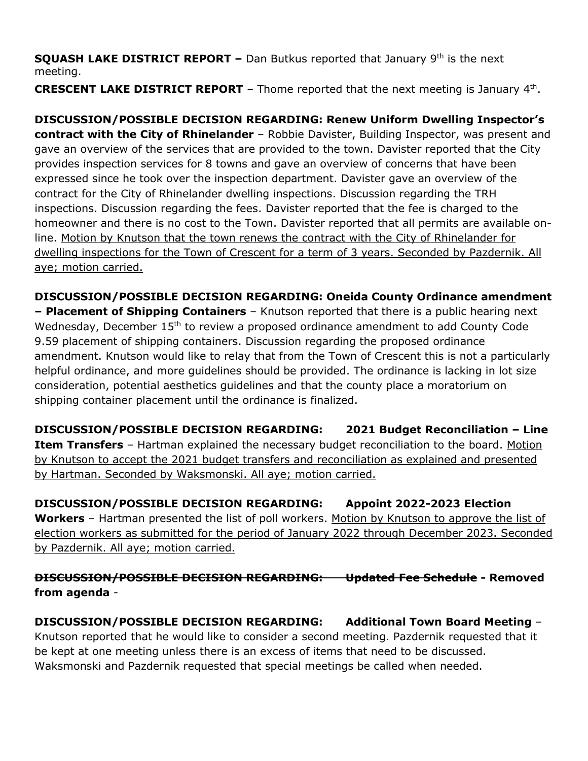**SQUASH LAKE DISTRICT REPORT –** Dan Butkus reported that January 9th is the next meeting.

**CRESCENT LAKE DISTRICT REPORT** – Thome reported that the next meeting is January 4th.

**DISCUSSION/POSSIBLE DECISION REGARDING: Renew Uniform Dwelling Inspector's contract with the City of Rhinelander** – Robbie Davister, Building Inspector, was present and gave an overview of the services that are provided to the town. Davister reported that the City provides inspection services for 8 towns and gave an overview of concerns that have been expressed since he took over the inspection department. Davister gave an overview of the contract for the City of Rhinelander dwelling inspections. Discussion regarding the TRH inspections. Discussion regarding the fees. Davister reported that the fee is charged to the homeowner and there is no cost to the Town. Davister reported that all permits are available on-line. <u>Motion by Knutson that the town renews the contract with the City of Rhinelander for dwelling inspections for the Town of Crescent for a term of 3 years. Seconded by Pazdernik. All aye; motion carried.</u>

**DISCUSSION/POSSIBLE DECISION REGARDING: Oneida County Ordinance amendment – Placement of Shipping Containers** – Knutson reported that there is a public hearing next Wednesday, December 15th to review a proposed ordinance amendment to add County Code 9.59 placement of shipping containers. Discussion regarding the proposed ordinance amendment. Knutson would like to relay that from the Town of Crescent this is not a particularly helpful ordinance, and more guidelines should be provided. The ordinance is lacking in lot size consideration, potential aesthetics guidelines and that the county place a moratorium on shipping container placement until the ordinance is finalized.

**DISCUSSION/POSSIBLE DECISION REGARDING: 2021 Budget Reconciliation – Line Item Transfers** – Hartman explained the necessary budget reconciliation to the board. <u>Motion by Knutson to accept the 2021 budget transfers and reconciliation as explained and presented by Hartman. Seconded by Waksmonski. All aye; motion carried.</u>

**DISCUSSION/POSSIBLE DECISION REGARDING: Appoint 2022-2023 Election Workers** – Hartman presented the list of poll workers. <u>Motion by Knutson to approve the list of election workers as submitted for the period of January 2022 through December 2023. Seconded by Pazdernik. All aye; motion carried.</u>

**~~DISCUSSION/POSSIBLE DECISION REGARDING: Updated Fee Schedule~~ - Removed from agenda** -

**DISCUSSION/POSSIBLE DECISION REGARDING: Additional Town Board Meeting** – Knutson reported that he would like to consider a second meeting. Pazdernik requested that it be kept at one meeting unless there is an excess of items that need to be discussed. Waksmonski and Pazdernik requested that special meetings be called when needed.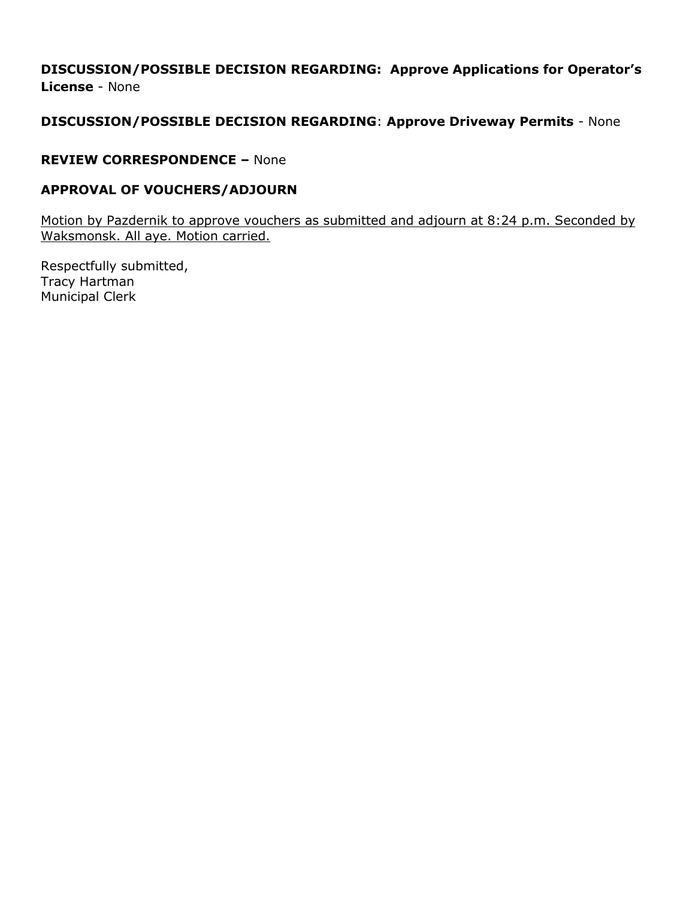**DISCUSSION/POSSIBLE DECISION REGARDING: Approve Applications for Operator's License** - None

**DISCUSSION/POSSIBLE DECISION REGARDING**: **Approve Driveway Permits** - None

**REVIEW CORRESPONDENCE –** None

**APPROVAL OF VOUCHERS/ADJOURN**

<u>Motion by Pazdernik to approve vouchers as submitted and adjourn at 8:24 p.m. Seconded by Waksmonsk. All aye. Motion carried.</u>

Respectfully submitted,
Tracy Hartman
Municipal Clerk